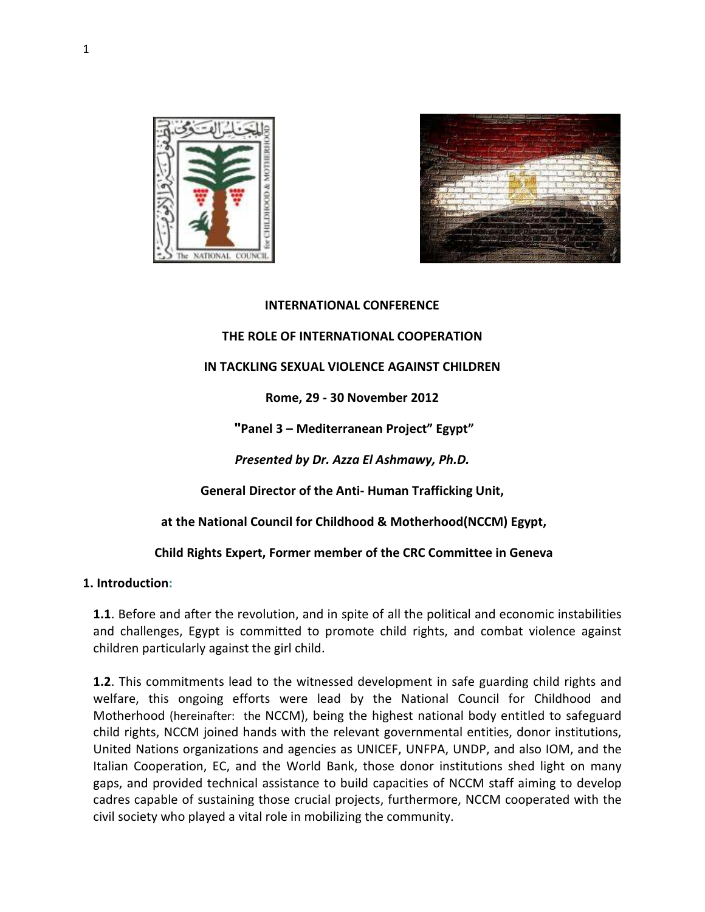**INTERNATIONAL CONFERENCE**

**THE ROLE OF INTERNATIONAL COOPERATION**

**IN TACKLING SEXUAL VIOLENCE AGAINST CHILDREN**

**Rome, 29 - 30 November 2012**

**"Panel 3 – Mediterranean Project" Egypt"**

***Presented by Dr. Azza El Ashmawy, Ph.D.***

**General Director of the Anti- Human Trafficking Unit,**

**at the National Council for Childhood & Motherhood(NCCM) Egypt,**

**Child Rights Expert, Former member of the CRC Committee in Geneva**

## 1. Introduction:

**1.1**. Before and after the revolution, and in spite of all the political and economic instabilities and challenges, Egypt is committed to promote child rights, and combat violence against children particularly against the girl child.

**1.2**. This commitments lead to the witnessed development in safe guarding child rights and welfare, this ongoing efforts were lead by the National Council for Childhood and Motherhood (hereinafter: the NCCM), being the highest national body entitled to safeguard child rights, NCCM joined hands with the relevant governmental entities, donor institutions, United Nations organizations and agencies as UNICEF, UNFPA, UNDP, and also IOM, and the Italian Cooperation, EC, and the World Bank, those donor institutions shed light on many gaps, and provided technical assistance to build capacities of NCCM staff aiming to develop cadres capable of sustaining those crucial projects, furthermore, NCCM cooperated with the civil society who played a vital role in mobilizing the community.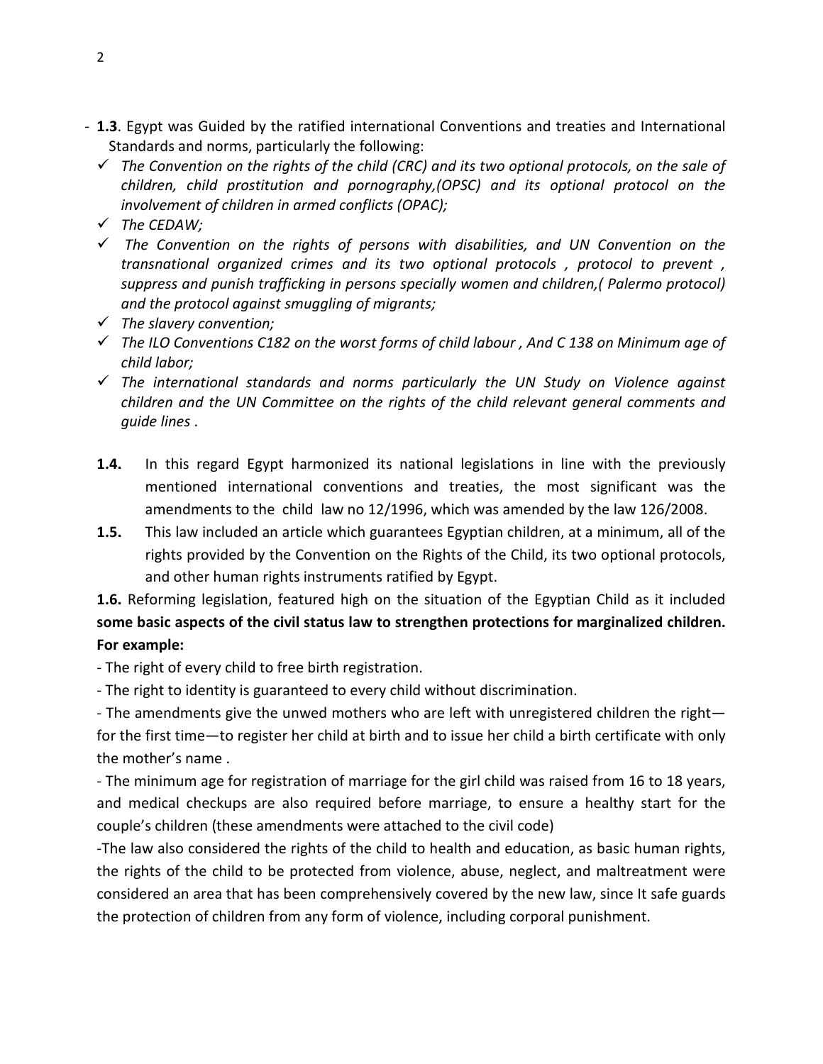- **1.3**. Egypt was Guided by the ratified international Conventions and treaties and International Standards and norms, particularly the following:
  - ✓ *The Convention on the rights of the child (CRC) and its two optional protocols, on the sale of children, child prostitution and pornography,(OPSC) and its optional protocol on the involvement of children in armed conflicts (OPAC);*
  - ✓ *The CEDAW;*
  - ✓ *The Convention on the rights of persons with disabilities, and UN Convention on the transnational organized crimes and its two optional protocols , protocol to prevent , suppress and punish trafficking in persons specially women and children,( Palermo protocol) and the protocol against smuggling of migrants;*
  - ✓ *The slavery convention;*
  - ✓ *The ILO Conventions C182 on the worst forms of child labour , And C 138 on Minimum age of child labor;*
  - ✓ *The international standards and norms particularly the UN Study on Violence against children and the UN Committee on the rights of the child relevant general comments and guide lines* .

**1.4.** In this regard Egypt harmonized its national legislations in line with the previously mentioned international conventions and treaties, the most significant was the amendments to the child law no 12/1996, which was amended by the law 126/2008.

**1.5.** This law included an article which guarantees Egyptian children, at a minimum, all of the rights provided by the Convention on the Rights of the Child, its two optional protocols, and other human rights instruments ratified by Egypt.

**1.6.** Reforming legislation, featured high on the situation of the Egyptian Child as it included **some basic aspects of the civil status law to strengthen protections for marginalized children. For example:**

- The right of every child to free birth registration.

- The right to identity is guaranteed to every child without discrimination.

- The amendments give the unwed mothers who are left with unregistered children the right—for the first time—to register her child at birth and to issue her child a birth certificate with only the mother's name .

- The minimum age for registration of marriage for the girl child was raised from 16 to 18 years, and medical checkups are also required before marriage, to ensure a healthy start for the couple's children (these amendments were attached to the civil code)

-The law also considered the rights of the child to health and education, as basic human rights, the rights of the child to be protected from violence, abuse, neglect, and maltreatment were considered an area that has been comprehensively covered by the new law, since It safe guards the protection of children from any form of violence, including corporal punishment.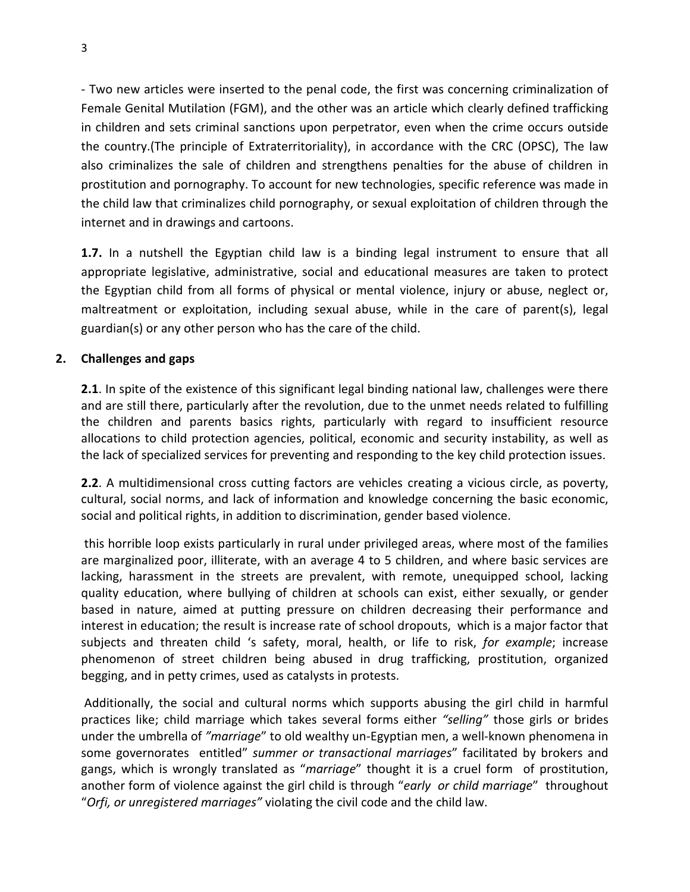- Two new articles were inserted to the penal code, the first was concerning criminalization of Female Genital Mutilation (FGM), and the other was an article which clearly defined trafficking in children and sets criminal sanctions upon perpetrator, even when the crime occurs outside the country.(The principle of Extraterritoriality), in accordance with the CRC (OPSC), The law also criminalizes the sale of children and strengthens penalties for the abuse of children in prostitution and pornography. To account for new technologies, specific reference was made in the child law that criminalizes child pornography, or sexual exploitation of children through the internet and in drawings and cartoons.

**1.7.** In a nutshell the Egyptian child law is a binding legal instrument to ensure that all appropriate legislative, administrative, social and educational measures are taken to protect the Egyptian child from all forms of physical or mental violence, injury or abuse, neglect or, maltreatment or exploitation, including sexual abuse, while in the care of parent(s), legal guardian(s) or any other person who has the care of the child.

## 2. Challenges and gaps

**2.1**. In spite of the existence of this significant legal binding national law, challenges were there and are still there, particularly after the revolution, due to the unmet needs related to fulfilling the children and parents basics rights, particularly with regard to insufficient resource allocations to child protection agencies, political, economic and security instability, as well as the lack of specialized services for preventing and responding to the key child protection issues.

**2.2**. A multidimensional cross cutting factors are vehicles creating a vicious circle, as poverty, cultural, social norms, and lack of information and knowledge concerning the basic economic, social and political rights, in addition to discrimination, gender based violence.

this horrible loop exists particularly in rural under privileged areas, where most of the families are marginalized poor, illiterate, with an average 4 to 5 children, and where basic services are lacking, harassment in the streets are prevalent, with remote, unequipped school, lacking quality education, where bullying of children at schools can exist, either sexually, or gender based in nature, aimed at putting pressure on children decreasing their performance and interest in education; the result is increase rate of school dropouts, which is a major factor that subjects and threaten child 's safety, moral, health, or life to risk, *for example*; increase phenomenon of street children being abused in drug trafficking, prostitution, organized begging, and in petty crimes, used as catalysts in protests.

Additionally, the social and cultural norms which supports abusing the girl child in harmful practices like; child marriage which takes several forms either *"selling"* those girls or brides under the umbrella of *"marriage"* to old wealthy un-Egyptian men, a well-known phenomena in some governorates entitled" *summer or transactional marriages*" facilitated by brokers and gangs, which is wrongly translated as "*marriage*" thought it is a cruel form of prostitution, another form of violence against the girl child is through "*early or child marriage*" throughout "*Orfi, or unregistered marriages"* violating the civil code and the child law.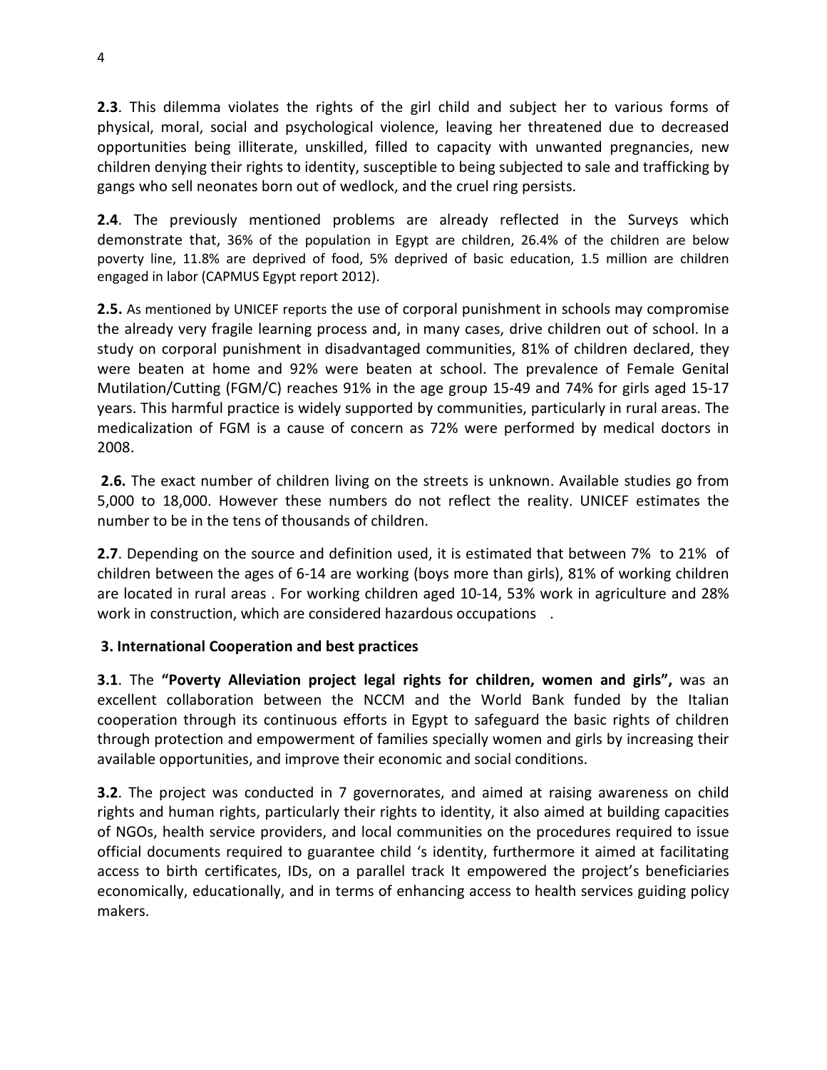**2.3**. This dilemma violates the rights of the girl child and subject her to various forms of physical, moral, social and psychological violence, leaving her threatened due to decreased opportunities being illiterate, unskilled, filled to capacity with unwanted pregnancies, new children denying their rights to identity, susceptible to being subjected to sale and trafficking by gangs who sell neonates born out of wedlock, and the cruel ring persists.

**2.4**. The previously mentioned problems are already reflected in the Surveys which demonstrate that, 36% of the population in Egypt are children, 26.4% of the children are below poverty line, 11.8% are deprived of food, 5% deprived of basic education, 1.5 million are children engaged in labor (CAPMUS Egypt report 2012).

**2.5.** As mentioned by UNICEF reports the use of corporal punishment in schools may compromise the already very fragile learning process and, in many cases, drive children out of school. In a study on corporal punishment in disadvantaged communities, 81% of children declared, they were beaten at home and 92% were beaten at school. The prevalence of Female Genital Mutilation/Cutting (FGM/C) reaches 91% in the age group 15-49 and 74% for girls aged 15-17 years. This harmful practice is widely supported by communities, particularly in rural areas. The medicalization of FGM is a cause of concern as 72% were performed by medical doctors in 2008.

**2.6.** The exact number of children living on the streets is unknown. Available studies go from 5,000 to 18,000. However these numbers do not reflect the reality. UNICEF estimates the number to be in the tens of thousands of children.

**2.7**. Depending on the source and definition used, it is estimated that between 7% to 21% of children between the ages of 6-14 are working (boys more than girls), 81% of working children are located in rural areas . For working children aged 10-14, 53% work in agriculture and 28% work in construction, which are considered hazardous occupations .

## 3. International Cooperation and best practices

**3.1**. The **"Poverty Alleviation project legal rights for children, women and girls",** was an excellent collaboration between the NCCM and the World Bank funded by the Italian cooperation through its continuous efforts in Egypt to safeguard the basic rights of children through protection and empowerment of families specially women and girls by increasing their available opportunities, and improve their economic and social conditions.

**3.2**. The project was conducted in 7 governorates, and aimed at raising awareness on child rights and human rights, particularly their rights to identity, it also aimed at building capacities of NGOs, health service providers, and local communities on the procedures required to issue official documents required to guarantee child 's identity, furthermore it aimed at facilitating access to birth certificates, IDs, on a parallel track It empowered the project's beneficiaries economically, educationally, and in terms of enhancing access to health services guiding policy makers.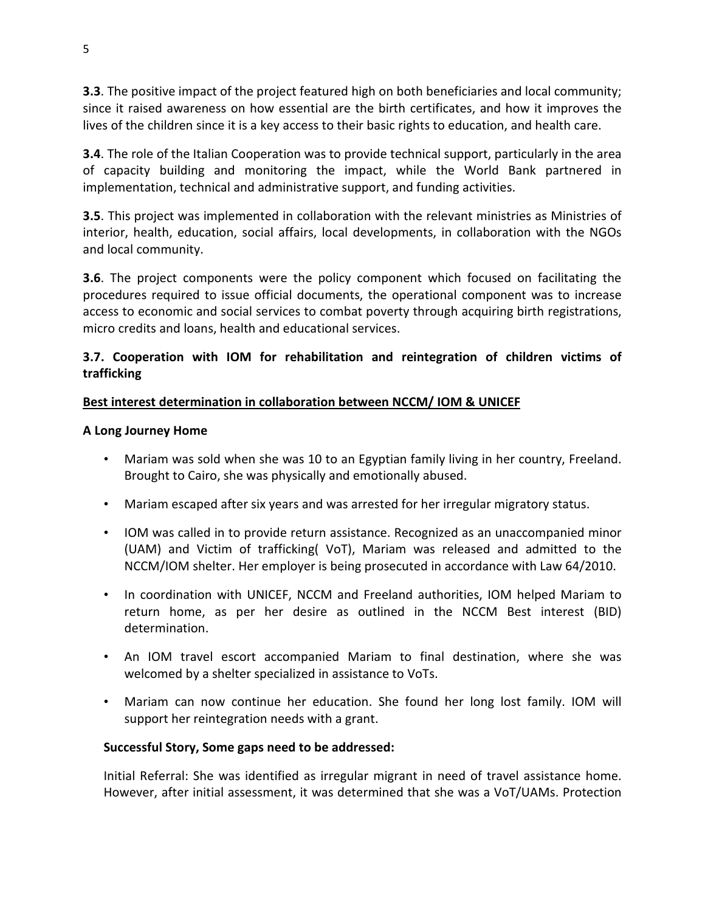**3.3**. The positive impact of the project featured high on both beneficiaries and local community; since it raised awareness on how essential are the birth certificates, and how it improves the lives of the children since it is a key access to their basic rights to education, and health care.

**3.4**. The role of the Italian Cooperation was to provide technical support, particularly in the area of capacity building and monitoring the impact, while the World Bank partnered in implementation, technical and administrative support, and funding activities.

**3.5**. This project was implemented in collaboration with the relevant ministries as Ministries of interior, health, education, social affairs, local developments, in collaboration with the NGOs and local community.

**3.6**. The project components were the policy component which focused on facilitating the procedures required to issue official documents, the operational component was to increase access to economic and social services to combat poverty through acquiring birth registrations, micro credits and loans, health and educational services.

**3.7. Cooperation with IOM for rehabilitation and reintegration of children victims of trafficking**

**Best interest determination in collaboration between NCCM/ IOM & UNICEF**

**A Long Journey Home**

- Mariam was sold when she was 10 to an Egyptian family living in her country, Freeland. Brought to Cairo, she was physically and emotionally abused.
- Mariam escaped after six years and was arrested for her irregular migratory status.
- IOM was called in to provide return assistance. Recognized as an unaccompanied minor (UAM) and Victim of trafficking( VoT), Mariam was released and admitted to the NCCM/IOM shelter. Her employer is being prosecuted in accordance with Law 64/2010.
- In coordination with UNICEF, NCCM and Freeland authorities, IOM helped Mariam to return home, as per her desire as outlined in the NCCM Best interest (BID) determination.
- An IOM travel escort accompanied Mariam to final destination, where she was welcomed by a shelter specialized in assistance to VoTs.
- Mariam can now continue her education. She found her long lost family. IOM will support her reintegration needs with a grant.

**Successful Story, Some gaps need to be addressed:**

Initial Referral: She was identified as irregular migrant in need of travel assistance home. However, after initial assessment, it was determined that she was a VoT/UAMs. Protection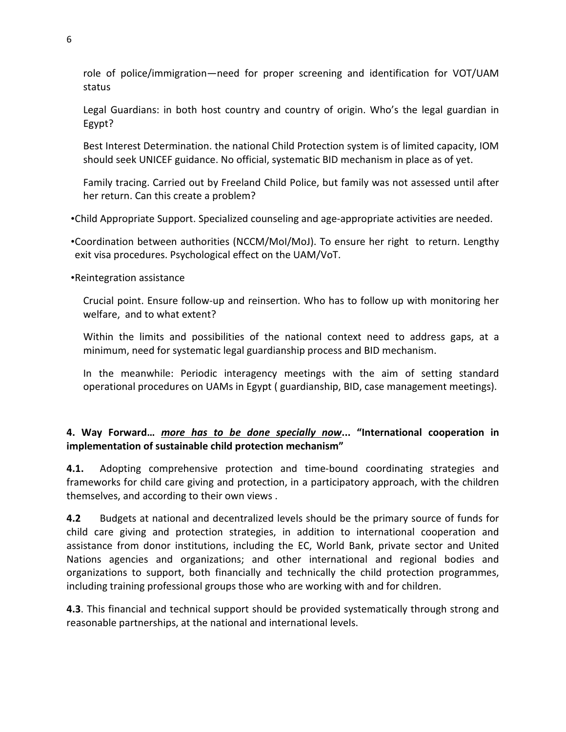role of police/immigration—need for proper screening and identification for VOT/UAM status

Legal Guardians: in both host country and country of origin. Who's the legal guardian in Egypt?

Best Interest Determination. the national Child Protection system is of limited capacity, IOM should seek UNICEF guidance. No official, systematic BID mechanism in place as of yet.

Family tracing. Carried out by Freeland Child Police, but family was not assessed until after her return. Can this create a problem?

- Child Appropriate Support. Specialized counseling and age-appropriate activities are needed.
- Coordination between authorities (NCCM/MoI/MoJ). To ensure her right to return. Lengthy exit visa procedures. Psychological effect on the UAM/VoT.
- Reintegration assistance

Crucial point. Ensure follow-up and reinsertion. Who has to follow up with monitoring her welfare, and to what extent?

Within the limits and possibilities of the national context need to address gaps, at a minimum, need for systematic legal guardianship process and BID mechanism.

In the meanwhile: Periodic interagency meetings with the aim of setting standard operational procedures on UAMs in Egypt ( guardianship, BID, case management meetings).

**4. Way Forward…** ***<u>more has to be done specially now</u>*****... "International cooperation in implementation of sustainable child protection mechanism"**

**4.1.** Adopting comprehensive protection and time-bound coordinating strategies and frameworks for child care giving and protection, in a participatory approach, with the children themselves, and according to their own views .

**4.2** Budgets at national and decentralized levels should be the primary source of funds for child care giving and protection strategies, in addition to international cooperation and assistance from donor institutions, including the EC, World Bank, private sector and United Nations agencies and organizations; and other international and regional bodies and organizations to support, both financially and technically the child protection programmes, including training professional groups those who are working with and for children.

**4.3**. This financial and technical support should be provided systematically through strong and reasonable partnerships, at the national and international levels.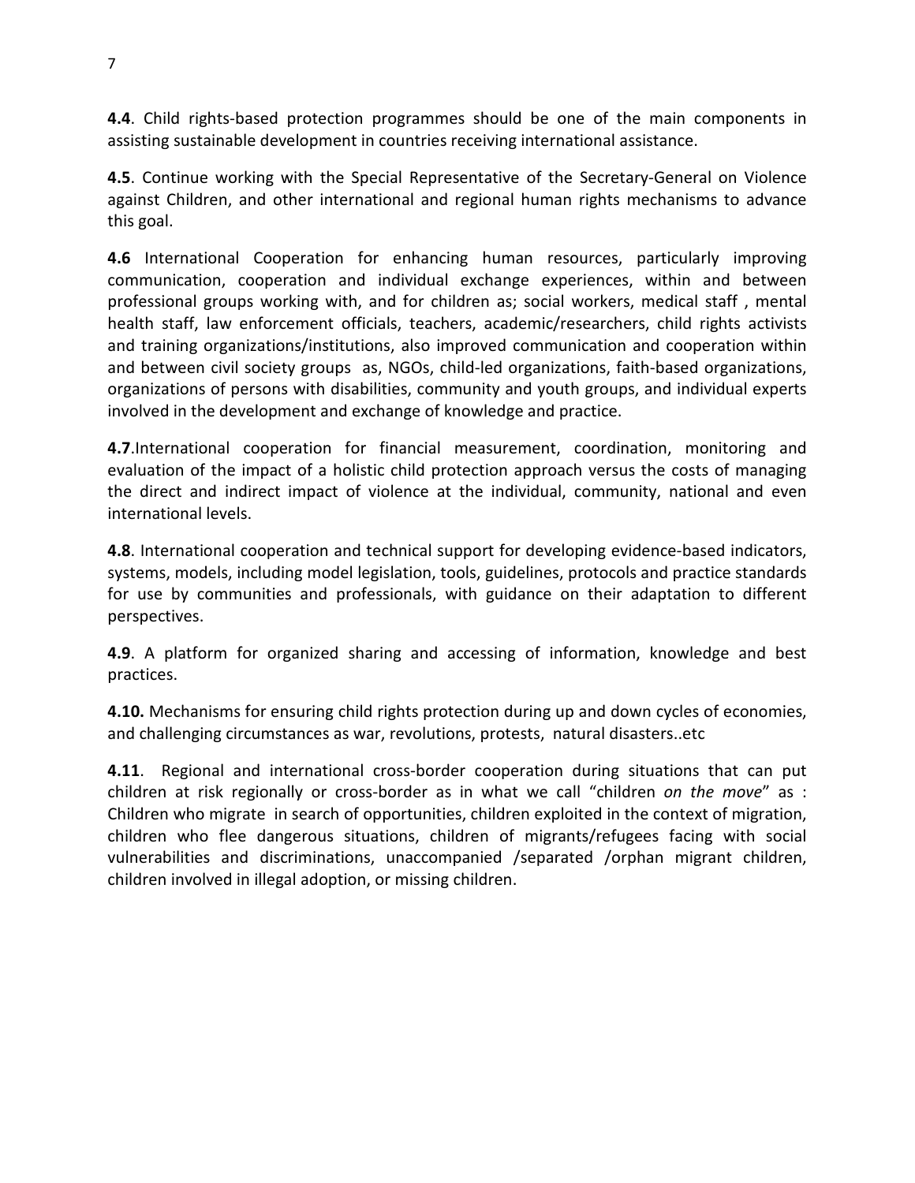**4.4**. Child rights-based protection programmes should be one of the main components in assisting sustainable development in countries receiving international assistance.

**4.5**. Continue working with the Special Representative of the Secretary-General on Violence against Children, and other international and regional human rights mechanisms to advance this goal.

**4.6** International Cooperation for enhancing human resources, particularly improving communication, cooperation and individual exchange experiences, within and between professional groups working with, and for children as; social workers, medical staff , mental health staff, law enforcement officials, teachers, academic/researchers, child rights activists and training organizations/institutions, also improved communication and cooperation within and between civil society groups as, NGOs, child-led organizations, faith-based organizations, organizations of persons with disabilities, community and youth groups, and individual experts involved in the development and exchange of knowledge and practice.

**4.7**.International cooperation for financial measurement, coordination, monitoring and evaluation of the impact of a holistic child protection approach versus the costs of managing the direct and indirect impact of violence at the individual, community, national and even international levels.

**4.8**. International cooperation and technical support for developing evidence-based indicators, systems, models, including model legislation, tools, guidelines, protocols and practice standards for use by communities and professionals, with guidance on their adaptation to different perspectives.

**4.9**. A platform for organized sharing and accessing of information, knowledge and best practices.

**4.10.** Mechanisms for ensuring child rights protection during up and down cycles of economies, and challenging circumstances as war, revolutions, protests, natural disasters..etc

**4.11**. Regional and international cross-border cooperation during situations that can put children at risk regionally or cross-border as in what we call "children *on the move*" as : Children who migrate in search of opportunities, children exploited in the context of migration, children who flee dangerous situations, children of migrants/refugees facing with social vulnerabilities and discriminations, unaccompanied /separated /orphan migrant children, children involved in illegal adoption, or missing children.